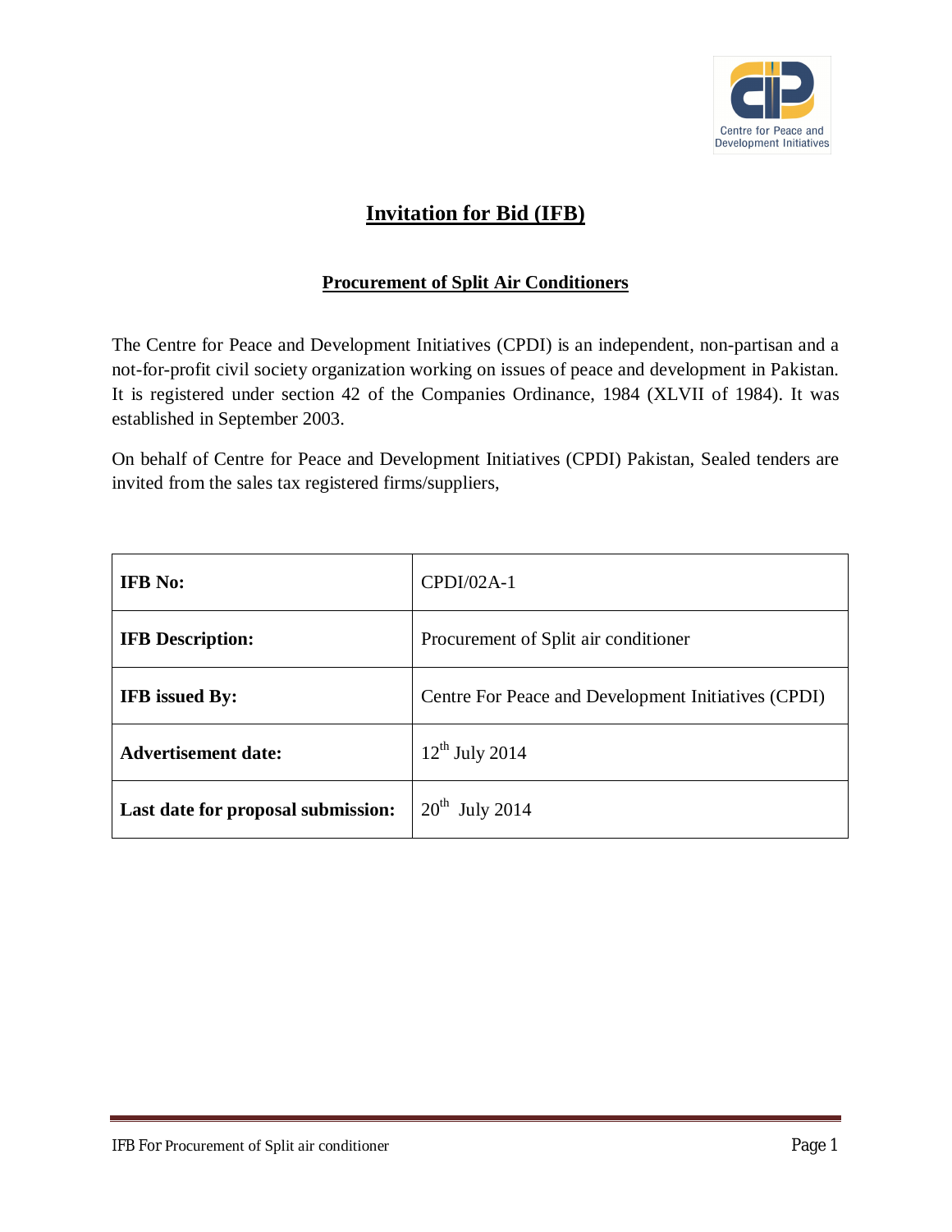# Invitation for Bid (IFB)

## Procurement of Split Air Conditioners

The Centre for Peace and Development Initiatives (CPDI) is an independent, non-partisan and a not-for-profit civil society organization working on issues of peace and development in Pakistan. It is registered under section 42 of the Companies Ordinance, 1984 (XLVII of 1984). It was established in September 2003.

On behalf of Centre for Peace and Development Initiatives (CPDI) Pakistan, Sealed tenders are invited from the sales tax registered firms/suppliers,

| | |
|---|---|
| **IFB No:** | CPDI/02A-1 |
| **IFB Description:** | Procurement of Split air conditioner |
| **IFB issued By:** | Centre For Peace and Development Initiatives (CPDI) |
| **Advertisement date:** | 12th July 2014 |
| **Last date for proposal submission:** | 20th July 2014 |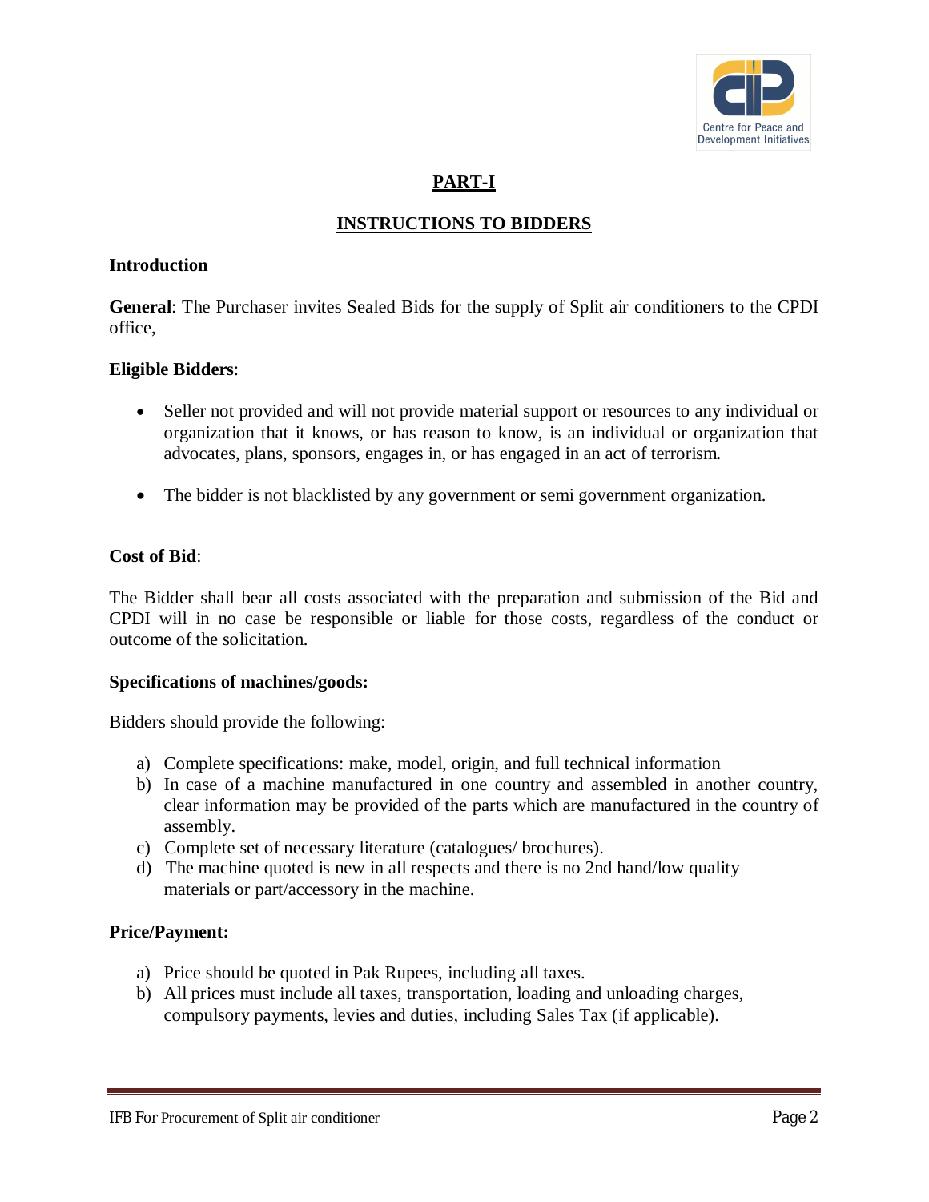## PART-I

## INSTRUCTIONS TO BIDDERS

**Introduction**

**General**: The Purchaser invites Sealed Bids for the supply of Split air conditioners to the CPDI office,

**Eligible Bidders**:

- Seller not provided and will not provide material support or resources to any individual or organization that it knows, or has reason to know, is an individual or organization that advocates, plans, sponsors, engages in, or has engaged in an act of terrorism**.**
- The bidder is not blacklisted by any government or semi government organization.

**Cost of Bid**:

The Bidder shall bear all costs associated with the preparation and submission of the Bid and CPDI will in no case be responsible or liable for those costs, regardless of the conduct or outcome of the solicitation.

**Specifications of machines/goods:**

Bidders should provide the following:

a) Complete specifications: make, model, origin, and full technical information
b) In case of a machine manufactured in one country and assembled in another country, clear information may be provided of the parts which are manufactured in the country of assembly.
c) Complete set of necessary literature (catalogues/ brochures).
d) The machine quoted is new in all respects and there is no 2nd hand/low quality materials or part/accessory in the machine.

**Price/Payment:**

a) Price should be quoted in Pak Rupees, including all taxes.
b) All prices must include all taxes, transportation, loading and unloading charges, compulsory payments, levies and duties, including Sales Tax (if applicable).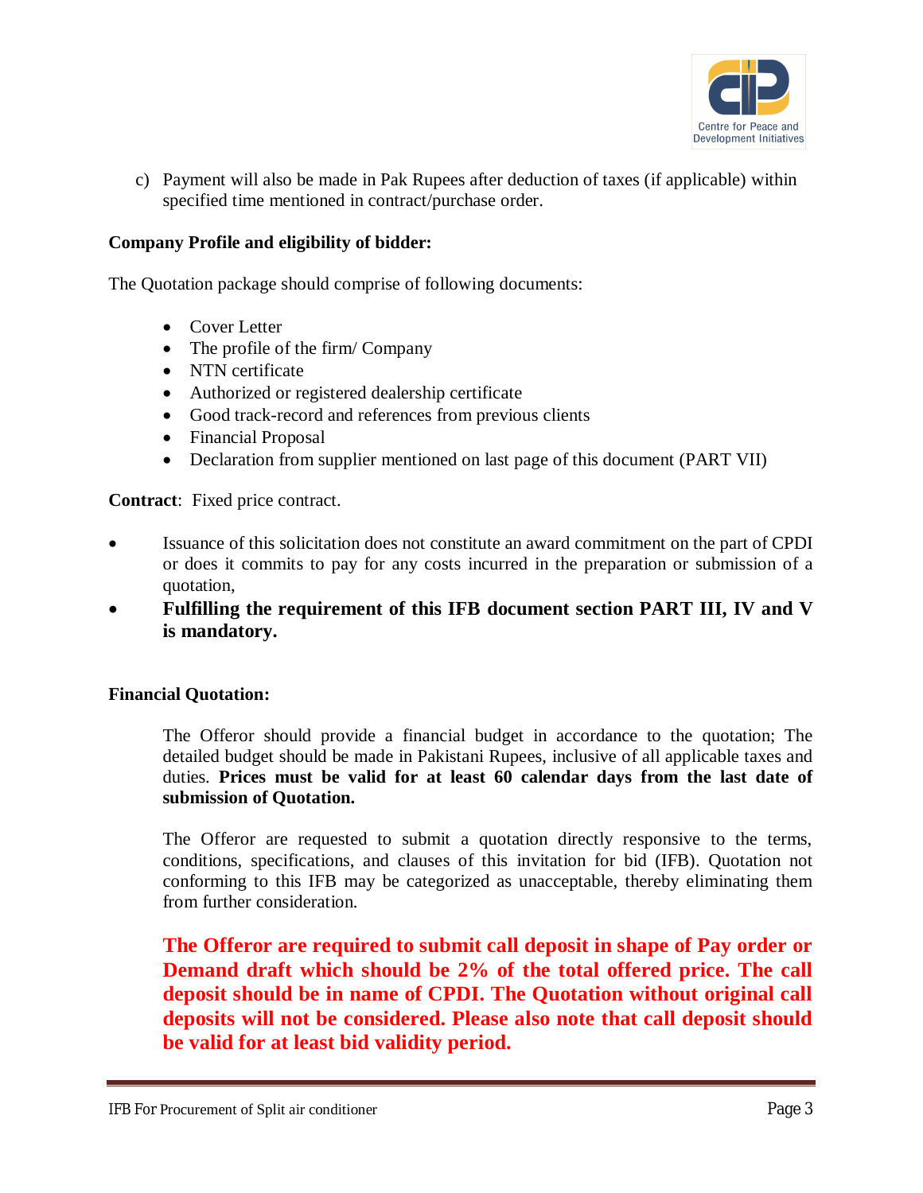c) Payment will also be made in Pak Rupees after deduction of taxes (if applicable) within specified time mentioned in contract/purchase order.

**Company Profile and eligibility of bidder:**

The Quotation package should comprise of following documents:

- Cover Letter
- The profile of the firm/ Company
- NTN certificate
- Authorized or registered dealership certificate
- Good track-record and references from previous clients
- Financial Proposal
- Declaration from supplier mentioned on last page of this document (PART VII)

**Contract**: Fixed price contract.

- Issuance of this solicitation does not constitute an award commitment on the part of CPDI or does it commits to pay for any costs incurred in the preparation or submission of a quotation,
- **Fulfilling the requirement of this IFB document section PART III, IV and V is mandatory.**

**Financial Quotation:**

The Offeror should provide a financial budget in accordance to the quotation; The detailed budget should be made in Pakistani Rupees, inclusive of all applicable taxes and duties. **Prices must be valid for at least 60 calendar days from the last date of submission of Quotation.**

The Offeror are requested to submit a quotation directly responsive to the terms, conditions, specifications, and clauses of this invitation for bid (IFB). Quotation not conforming to this IFB may be categorized as unacceptable, thereby eliminating them from further consideration.

**The Offeror are required to submit call deposit in shape of Pay order or Demand draft which should be 2% of the total offered price. The call deposit should be in name of CPDI. The Quotation without original call deposits will not be considered. Please also note that call deposit should be valid for at least bid validity period.**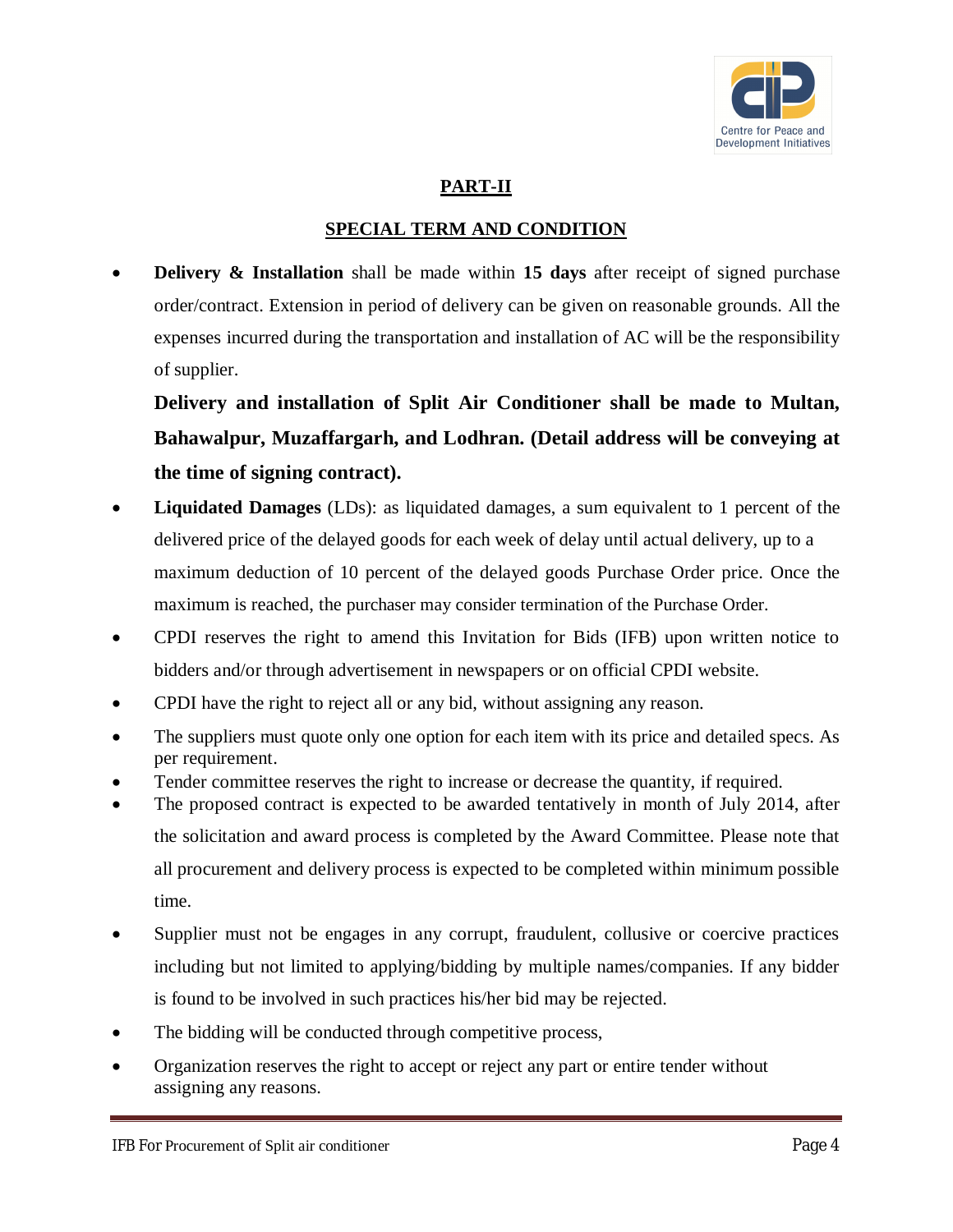## PART-II

## SPECIAL TERM AND CONDITION

- **Delivery & Installation** shall be made within **15 days** after receipt of signed purchase order/contract. Extension in period of delivery can be given on reasonable grounds. All the expenses incurred during the transportation and installation of AC will be the responsibility of supplier.

  **Delivery and installation of Split Air Conditioner shall be made to Multan, Bahawalpur, Muzaffargarh, and Lodhran. (Detail address will be conveying at the time of signing contract).**

- **Liquidated Damages** (LDs): as liquidated damages, a sum equivalent to 1 percent of the delivered price of the delayed goods for each week of delay until actual delivery, up to a maximum deduction of 10 percent of the delayed goods Purchase Order price. Once the maximum is reached, the purchaser may consider termination of the Purchase Order.
- CPDI reserves the right to amend this Invitation for Bids (IFB) upon written notice to bidders and/or through advertisement in newspapers or on official CPDI website.
- CPDI have the right to reject all or any bid, without assigning any reason.
- The suppliers must quote only one option for each item with its price and detailed specs. As per requirement.
- Tender committee reserves the right to increase or decrease the quantity, if required.
- The proposed contract is expected to be awarded tentatively in month of July 2014, after the solicitation and award process is completed by the Award Committee. Please note that all procurement and delivery process is expected to be completed within minimum possible time.
- Supplier must not be engages in any corrupt, fraudulent, collusive or coercive practices including but not limited to applying/bidding by multiple names/companies. If any bidder is found to be involved in such practices his/her bid may be rejected.
- The bidding will be conducted through competitive process,
- Organization reserves the right to accept or reject any part or entire tender without assigning any reasons.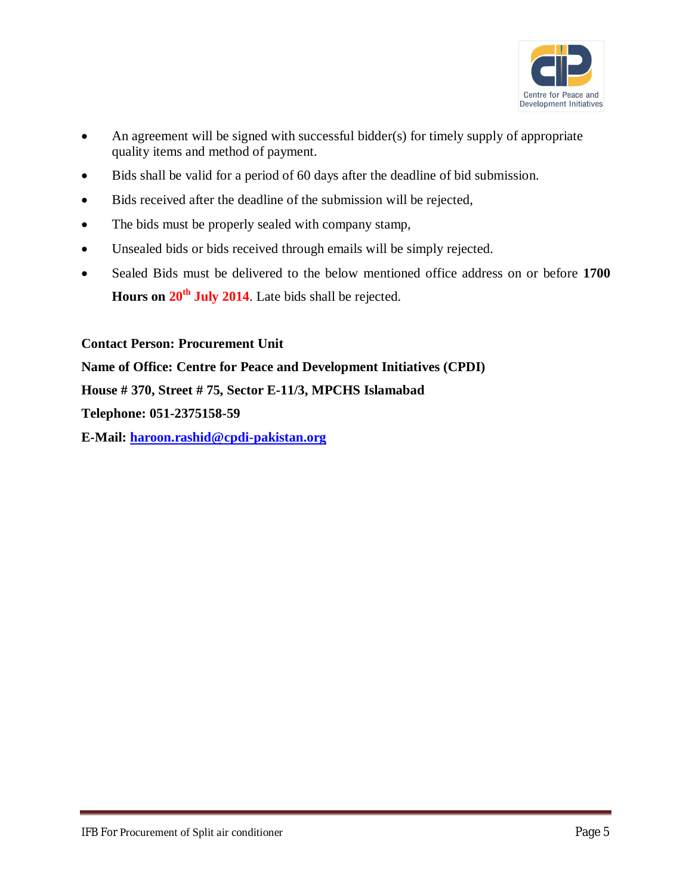- An agreement will be signed with successful bidder(s) for timely supply of appropriate quality items and method of payment.
- Bids shall be valid for a period of 60 days after the deadline of bid submission.
- Bids received after the deadline of the submission will be rejected,
- The bids must be properly sealed with company stamp,
- Unsealed bids or bids received through emails will be simply rejected.
- Sealed Bids must be delivered to the below mentioned office address on or before **1700 Hours on 20th July 2014**. Late bids shall be rejected.

**Contact Person: Procurement Unit**

**Name of Office: Centre for Peace and Development Initiatives (CPDI)**

**House # 370, Street # 75, Sector E-11/3, MPCHS Islamabad**

**Telephone: 051-2375158-59**

**E-Mail: haroon.rashid@cpdi-pakistan.org**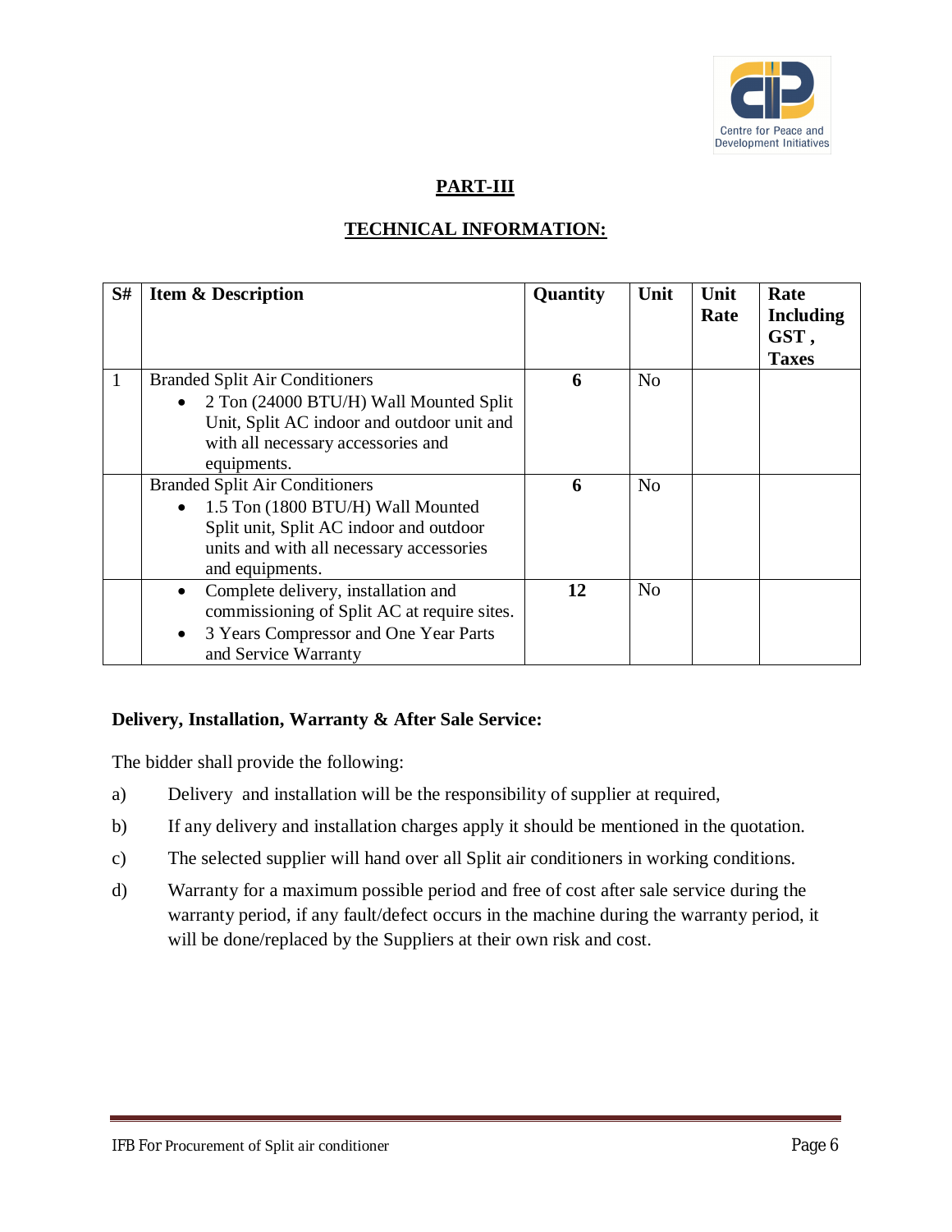## PART-III

## TECHNICAL INFORMATION:

| S# | Item & Description | Quantity | Unit | Unit Rate | Rate Including GST , Taxes |
|---|---|---|---|---|---|
| 1 | Branded Split Air Conditioners<br>• 2 Ton (24000 BTU/H) Wall Mounted Split Unit, Split AC indoor and outdoor unit and with all necessary accessories and equipments. | **6** | No | | |
| | Branded Split Air Conditioners<br>• 1.5 Ton (1800 BTU/H) Wall Mounted Split unit, Split AC indoor and outdoor units and with all necessary accessories and equipments. | **6** | No | | |
| | • Complete delivery, installation and commissioning of Split AC at require sites.<br>• 3 Years Compressor and One Year Parts and Service Warranty | **12** | No | | |

**Delivery, Installation, Warranty & After Sale Service:**

The bidder shall provide the following:

a) Delivery and installation will be the responsibility of supplier at required,

b) If any delivery and installation charges apply it should be mentioned in the quotation.

c) The selected supplier will hand over all Split air conditioners in working conditions.

d) Warranty for a maximum possible period and free of cost after sale service during the warranty period, if any fault/defect occurs in the machine during the warranty period, it will be done/replaced by the Suppliers at their own risk and cost.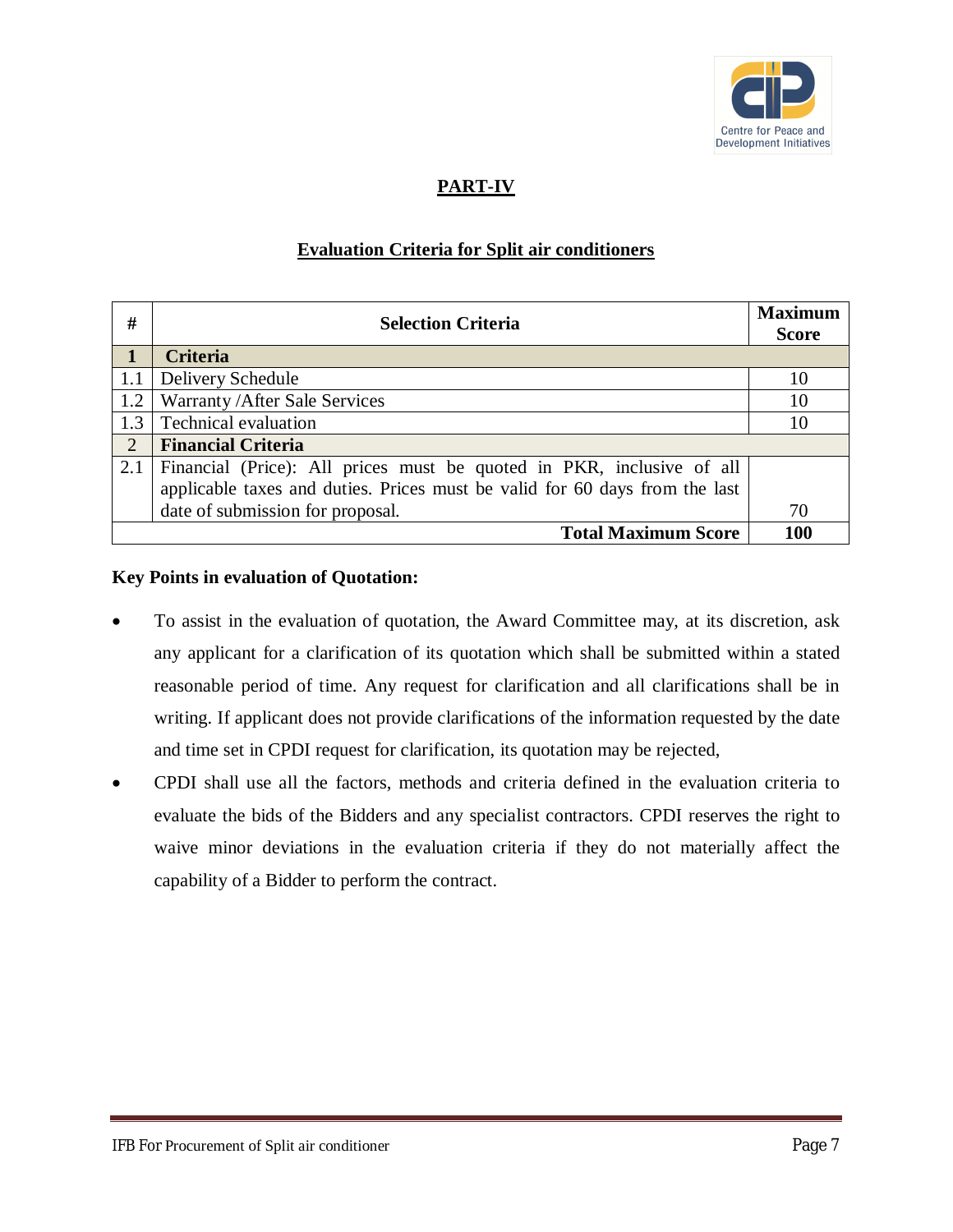## PART-IV

### Evaluation Criteria for Split air conditioners

| # | Selection Criteria | Maximum Score |
|---|---|---|
| **1** | **Criteria** | |
| 1.1 | Delivery Schedule | 10 |
| 1.2 | Warranty /After Sale Services | 10 |
| 1.3 | Technical evaluation | 10 |
| 2 | **Financial Criteria** | |
| 2.1 | Financial (Price): All prices must be quoted in PKR, inclusive of all applicable taxes and duties. Prices must be valid for 60 days from the last date of submission for proposal. | 70 |
| | **Total Maximum Score** | **100** |

**Key Points in evaluation of Quotation:**

- To assist in the evaluation of quotation, the Award Committee may, at its discretion, ask any applicant for a clarification of its quotation which shall be submitted within a stated reasonable period of time. Any request for clarification and all clarifications shall be in writing. If applicant does not provide clarifications of the information requested by the date and time set in CPDI request for clarification, its quotation may be rejected,
- CPDI shall use all the factors, methods and criteria defined in the evaluation criteria to evaluate the bids of the Bidders and any specialist contractors. CPDI reserves the right to waive minor deviations in the evaluation criteria if they do not materially affect the capability of a Bidder to perform the contract.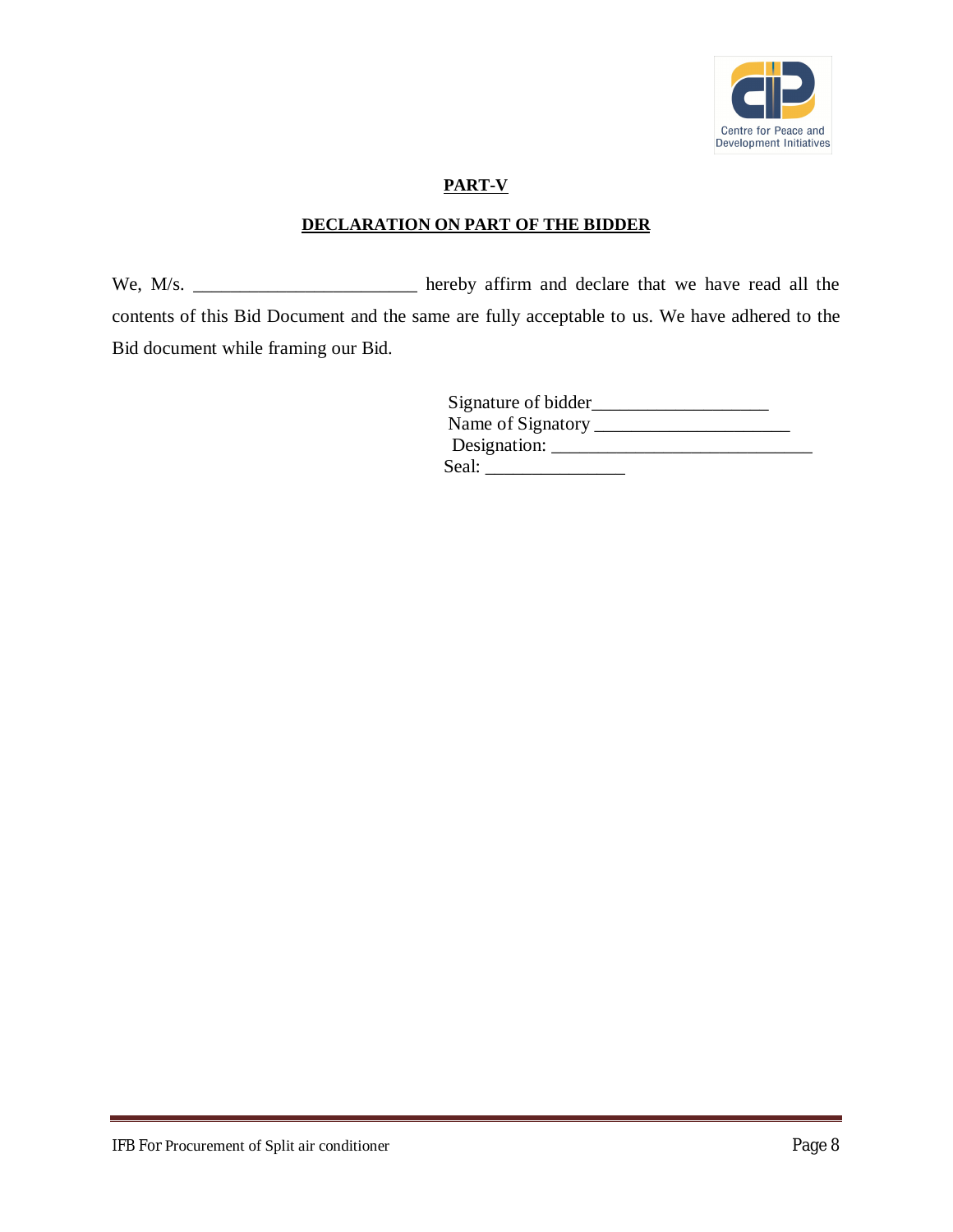**PART-V**

**DECLARATION ON PART OF THE BIDDER**

We, M/s. ________________________ hereby affirm and declare that we have read all the contents of this Bid Document and the same are fully acceptable to us. We have adhered to the Bid document while framing our Bid.

Signature of bidder__________________
Name of Signatory _____________________
Designation: ____________________________
Seal: _______________